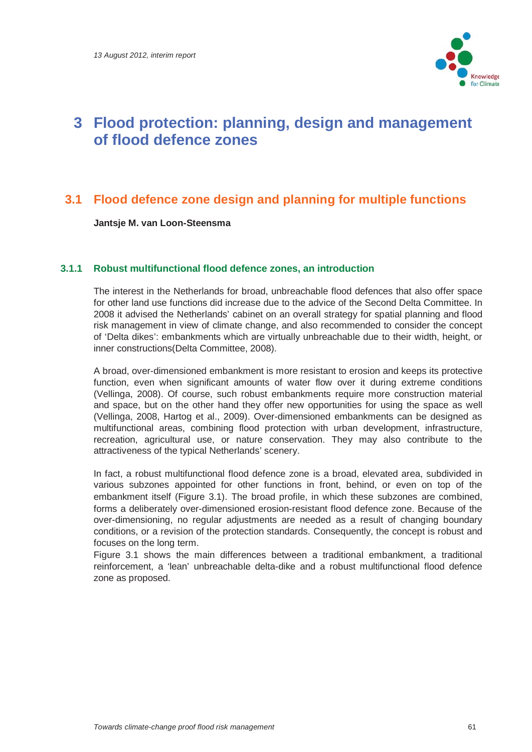# 3 Flood protection: planning, design and management of flood defence zones

## 3.1 Flood defence zone design and planning for multiple functions

**Jantsje M. van Loon-Steensma**

### 3.1.1 Robust multifunctional flood defence zones, an introduction

The interest in the Netherlands for broad, unbreachable flood defences that also offer space for other land use functions did increase due to the advice of the Second Delta Committee. In 2008 it advised the Netherlands' cabinet on an overall strategy for spatial planning and flood risk management in view of climate change, and also recommended to consider the concept of 'Delta dikes': embankments which are virtually unbreachable due to their width, height, or inner constructions(Delta Committee, 2008).

A broad, over-dimensioned embankment is more resistant to erosion and keeps its protective function, even when significant amounts of water flow over it during extreme conditions (Vellinga, 2008). Of course, such robust embankments require more construction material and space, but on the other hand they offer new opportunities for using the space as well (Vellinga, 2008, Hartog et al., 2009). Over-dimensioned embankments can be designed as multifunctional areas, combining flood protection with urban development, infrastructure, recreation, agricultural use, or nature conservation. They may also contribute to the attractiveness of the typical Netherlands' scenery.

In fact, a robust multifunctional flood defence zone is a broad, elevated area, subdivided in various subzones appointed for other functions in front, behind, or even on top of the embankment itself (Figure 3.1). The broad profile, in which these subzones are combined, forms a deliberately over-dimensioned erosion-resistant flood defence zone. Because of the over-dimensioning, no regular adjustments are needed as a result of changing boundary conditions, or a revision of the protection standards. Consequently, the concept is robust and focuses on the long term.
Figure 3.1 shows the main differences between a traditional embankment, a traditional reinforcement, a 'lean' unbreachable delta-dike and a robust multifunctional flood defence zone as proposed.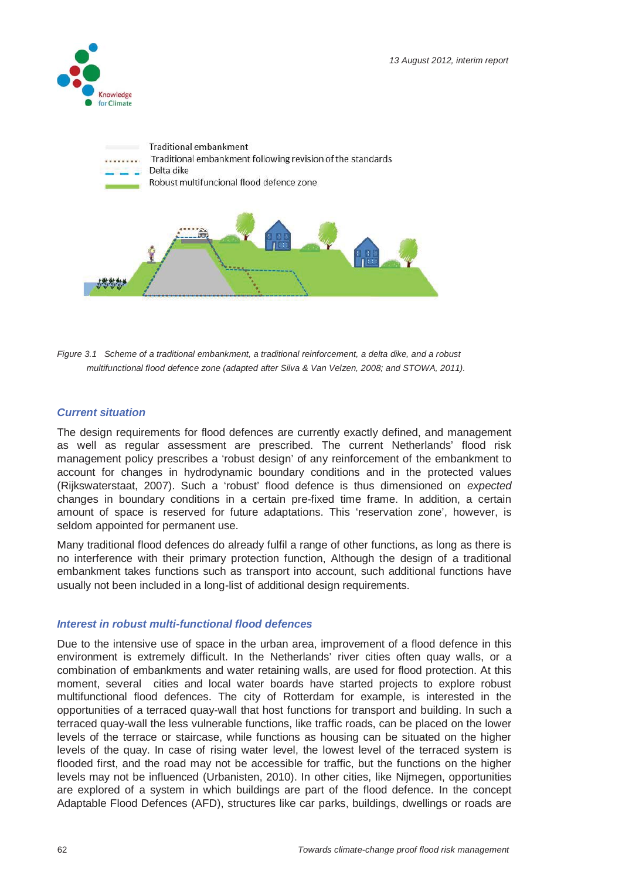Traditional embankment
Traditional embankment following revision of the standards
Delta dike
Robust multifuncional flood defence zone

*Figure 3.1 Scheme of a traditional embankment, a traditional reinforcement, a delta dike, and a robust multifunctional flood defence zone (adapted after Silva & Van Velzen, 2008; and STOWA, 2011).*

### *Current situation*

The design requirements for flood defences are currently exactly defined, and management as well as regular assessment are prescribed. The current Netherlands' flood risk management policy prescribes a 'robust design' of any reinforcement of the embankment to account for changes in hydrodynamic boundary conditions and in the protected values (Rijkswaterstaat, 2007). Such a 'robust' flood defence is thus dimensioned on *expected* changes in boundary conditions in a certain pre-fixed time frame. In addition, a certain amount of space is reserved for future adaptations. This 'reservation zone', however, is seldom appointed for permanent use.

Many traditional flood defences do already fulfil a range of other functions, as long as there is no interference with their primary protection function, Although the design of a traditional embankment takes functions such as transport into account, such additional functions have usually not been included in a long-list of additional design requirements.

### *Interest in robust multi-functional flood defences*

Due to the intensive use of space in the urban area, improvement of a flood defence in this environment is extremely difficult. In the Netherlands' river cities often quay walls, or a combination of embankments and water retaining walls, are used for flood protection. At this moment, several cities and local water boards have started projects to explore robust multifunctional flood defences. The city of Rotterdam for example, is interested in the opportunities of a terraced quay-wall that host functions for transport and building. In such a terraced quay-wall the less vulnerable functions, like traffic roads, can be placed on the lower levels of the terrace or staircase, while functions as housing can be situated on the higher levels of the quay. In case of rising water level, the lowest level of the terraced system is flooded first, and the road may not be accessible for traffic, but the functions on the higher levels may not be influenced (Urbanisten, 2010). In other cities, like Nijmegen, opportunities are explored of a system in which buildings are part of the flood defence. In the concept Adaptable Flood Defences (AFD), structures like car parks, buildings, dwellings or roads are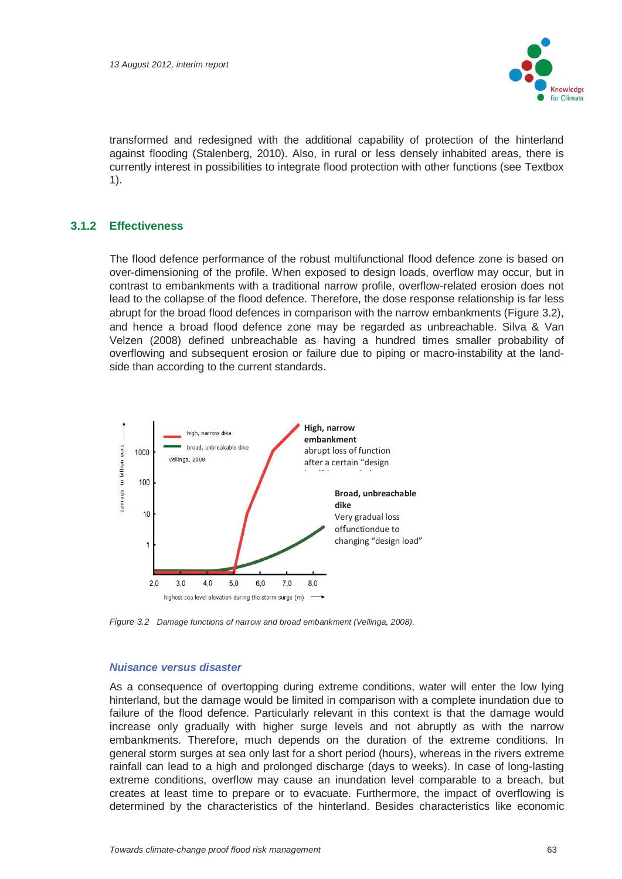transformed and redesigned with the additional capability of protection of the hinterland against flooding (Stalenberg, 2010). Also, in rural or less densely inhabited areas, there is currently interest in possibilities to integrate flood protection with other functions (see Textbox 1).

### 3.1.2 Effectiveness

The flood defence performance of the robust multifunctional flood defence zone is based on over-dimensioning of the profile. When exposed to design loads, overflow may occur, but in contrast to embankments with a traditional narrow profile, overflow-related erosion does not lead to the collapse of the flood defence. Therefore, the dose response relationship is far less abrupt for the broad flood defences in comparison with the narrow embankments (Figure 3.2), and hence a broad flood defence zone may be regarded as unbreachable. Silva & Van Velzen (2008) defined unbreachable as having a hundred times smaller probability of overflowing and subsequent erosion or failure due to piping or macro-instability at the land-side than according to the current standards.

*Figure 3.2 Damage functions of narrow and broad embankment (Vellinga, 2008).*

#### *Nuisance versus disaster*

As a consequence of overtopping during extreme conditions, water will enter the low lying hinterland, but the damage would be limited in comparison with a complete inundation due to failure of the flood defence. Particularly relevant in this context is that the damage would increase only gradually with higher surge levels and not abruptly as with the narrow embankments. Therefore, much depends on the duration of the extreme conditions. In general storm surges at sea only last for a short period (hours), whereas in the rivers extreme rainfall can lead to a high and prolonged discharge (days to weeks). In case of long-lasting extreme conditions, overflow may cause an inundation level comparable to a breach, but creates at least time to prepare or to evacuate. Furthermore, the impact of overflowing is determined by the characteristics of the hinterland. Besides characteristics like economic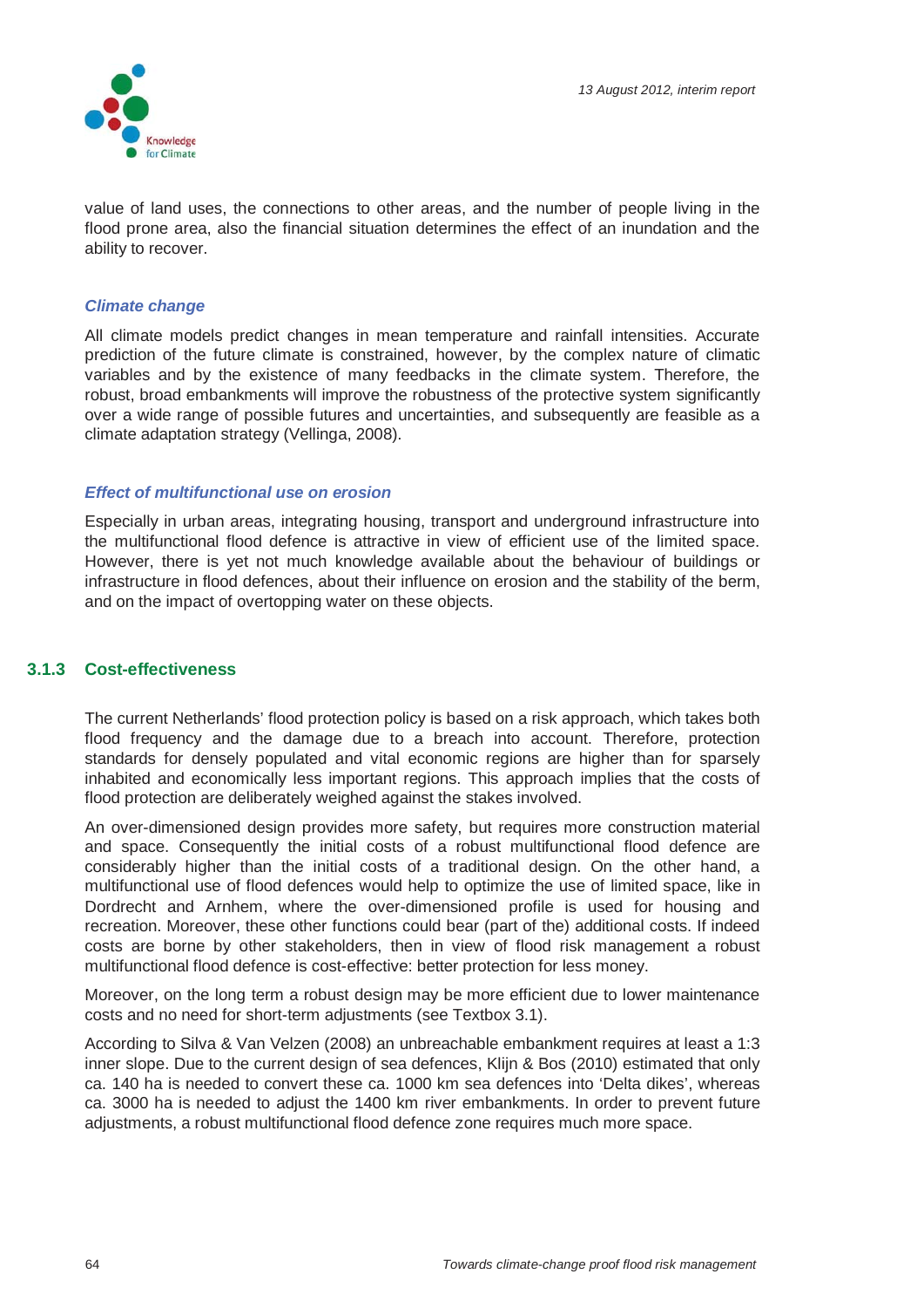value of land uses, the connections to other areas, and the number of people living in the flood prone area, also the financial situation determines the effect of an inundation and the ability to recover.

#### *Climate change*

All climate models predict changes in mean temperature and rainfall intensities. Accurate prediction of the future climate is constrained, however, by the complex nature of climatic variables and by the existence of many feedbacks in the climate system. Therefore, the robust, broad embankments will improve the robustness of the protective system significantly over a wide range of possible futures and uncertainties, and subsequently are feasible as a climate adaptation strategy (Vellinga, 2008).

#### *Effect of multifunctional use on erosion*

Especially in urban areas, integrating housing, transport and underground infrastructure into the multifunctional flood defence is attractive in view of efficient use of the limited space. However, there is yet not much knowledge available about the behaviour of buildings or infrastructure in flood defences, about their influence on erosion and the stability of the berm, and on the impact of overtopping water on these objects.

### 3.1.3 Cost-effectiveness

The current Netherlands' flood protection policy is based on a risk approach, which takes both flood frequency and the damage due to a breach into account. Therefore, protection standards for densely populated and vital economic regions are higher than for sparsely inhabited and economically less important regions. This approach implies that the costs of flood protection are deliberately weighed against the stakes involved.

An over-dimensioned design provides more safety, but requires more construction material and space. Consequently the initial costs of a robust multifunctional flood defence are considerably higher than the initial costs of a traditional design. On the other hand, a multifunctional use of flood defences would help to optimize the use of limited space, like in Dordrecht and Arnhem, where the over-dimensioned profile is used for housing and recreation. Moreover, these other functions could bear (part of the) additional costs. If indeed costs are borne by other stakeholders, then in view of flood risk management a robust multifunctional flood defence is cost-effective: better protection for less money.

Moreover, on the long term a robust design may be more efficient due to lower maintenance costs and no need for short-term adjustments (see Textbox 3.1).

According to Silva & Van Velzen (2008) an unbreachable embankment requires at least a 1:3 inner slope. Due to the current design of sea defences, Klijn & Bos (2010) estimated that only ca. 140 ha is needed to convert these ca. 1000 km sea defences into 'Delta dikes', whereas ca. 3000 ha is needed to adjust the 1400 km river embankments. In order to prevent future adjustments, a robust multifunctional flood defence zone requires much more space.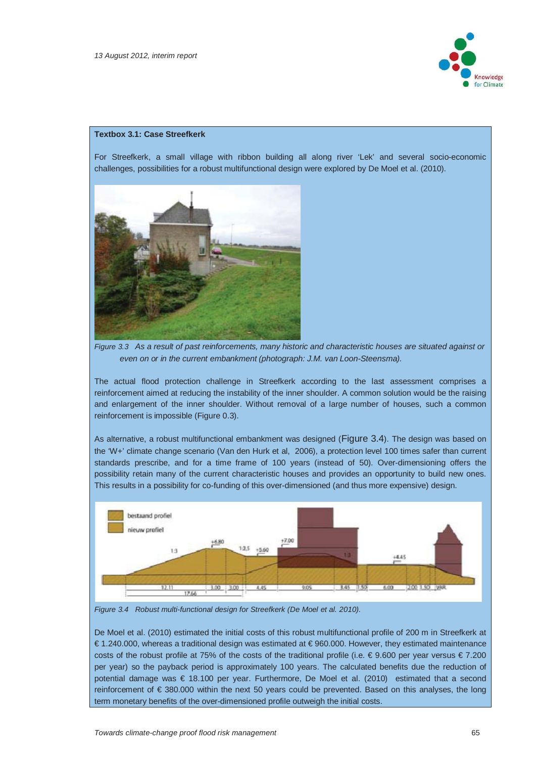**Textbox 3.1: Case Streefkerk**

For Streefkerk, a small village with ribbon building all along river 'Lek' and several socio-economic challenges, possibilities for a robust multifunctional design were explored by De Moel et al. (2010).

*Figure 3.3 As a result of past reinforcements, many historic and characteristic houses are situated against or even on or in the current embankment (photograph: J.M. van Loon-Steensma).*

The actual flood protection challenge in Streefkerk according to the last assessment comprises a reinforcement aimed at reducing the instability of the inner shoulder. A common solution would be the raising and enlargement of the inner shoulder. Without removal of a large number of houses, such a common reinforcement is impossible (Figure 0.3).

As alternative, a robust multifunctional embankment was designed (Figure 3.4). The design was based on the 'W+' climate change scenario (Van den Hurk et al, 2006), a protection level 100 times safer than current standards prescribe, and for a time frame of 100 years (instead of 50). Over-dimensioning offers the possibility retain many of the current characteristic houses and provides an opportunity to build new ones. This results in a possibility for co-funding of this over-dimensioned (and thus more expensive) design.

*Figure 3.4 Robust multi-functional design for Streefkerk (De Moel et al. 2010).*

De Moel et al. (2010) estimated the initial costs of this robust multifunctional profile of 200 m in Streefkerk at € 1.240.000, whereas a traditional design was estimated at € 960.000. However, they estimated maintenance costs of the robust profile at 75% of the costs of the traditional profile (i.e. € 9.600 per year versus € 7.200 per year) so the payback period is approximately 100 years. The calculated benefits due the reduction of potential damage was € 18.100 per year. Furthermore, De Moel et al. (2010) estimated that a second reinforcement of € 380.000 within the next 50 years could be prevented. Based on this analyses, the long term monetary benefits of the over-dimensioned profile outweigh the initial costs.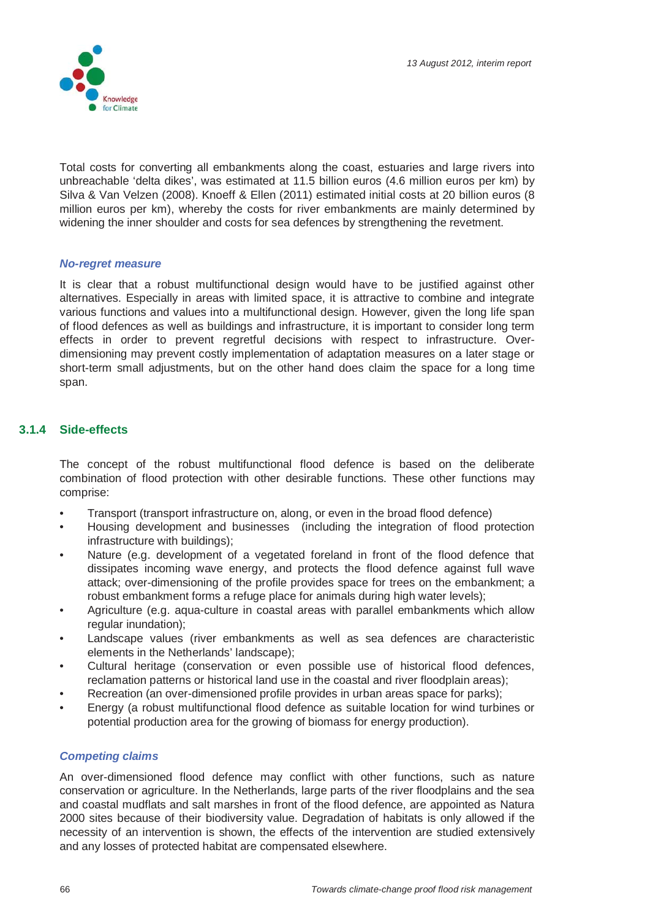Total costs for converting all embankments along the coast, estuaries and large rivers into unbreachable 'delta dikes', was estimated at 11.5 billion euros (4.6 million euros per km) by Silva & Van Velzen (2008). Knoeff & Ellen (2011) estimated initial costs at 20 billion euros (8 million euros per km), whereby the costs for river embankments are mainly determined by widening the inner shoulder and costs for sea defences by strengthening the revetment.

#### *No-regret measure*

It is clear that a robust multifunctional design would have to be justified against other alternatives. Especially in areas with limited space, it is attractive to combine and integrate various functions and values into a multifunctional design. However, given the long life span of flood defences as well as buildings and infrastructure, it is important to consider long term effects in order to prevent regretful decisions with respect to infrastructure. Over-dimensioning may prevent costly implementation of adaptation measures on a later stage or short-term small adjustments, but on the other hand does claim the space for a long time span.

### 3.1.4 Side-effects

The concept of the robust multifunctional flood defence is based on the deliberate combination of flood protection with other desirable functions. These other functions may comprise:

- Transport (transport infrastructure on, along, or even in the broad flood defence)
- Housing development and businesses (including the integration of flood protection infrastructure with buildings);
- Nature (e.g. development of a vegetated foreland in front of the flood defence that dissipates incoming wave energy, and protects the flood defence against full wave attack; over-dimensioning of the profile provides space for trees on the embankment; a robust embankment forms a refuge place for animals during high water levels);
- Agriculture (e.g. aqua-culture in coastal areas with parallel embankments which allow regular inundation);
- Landscape values (river embankments as well as sea defences are characteristic elements in the Netherlands' landscape);
- Cultural heritage (conservation or even possible use of historical flood defences, reclamation patterns or historical land use in the coastal and river floodplain areas);
- Recreation (an over-dimensioned profile provides in urban areas space for parks);
- Energy (a robust multifunctional flood defence as suitable location for wind turbines or potential production area for the growing of biomass for energy production).

#### *Competing claims*

An over-dimensioned flood defence may conflict with other functions, such as nature conservation or agriculture. In the Netherlands, large parts of the river floodplains and the sea and coastal mudflats and salt marshes in front of the flood defence, are appointed as Natura 2000 sites because of their biodiversity value. Degradation of habitats is only allowed if the necessity of an intervention is shown, the effects of the intervention are studied extensively and any losses of protected habitat are compensated elsewhere.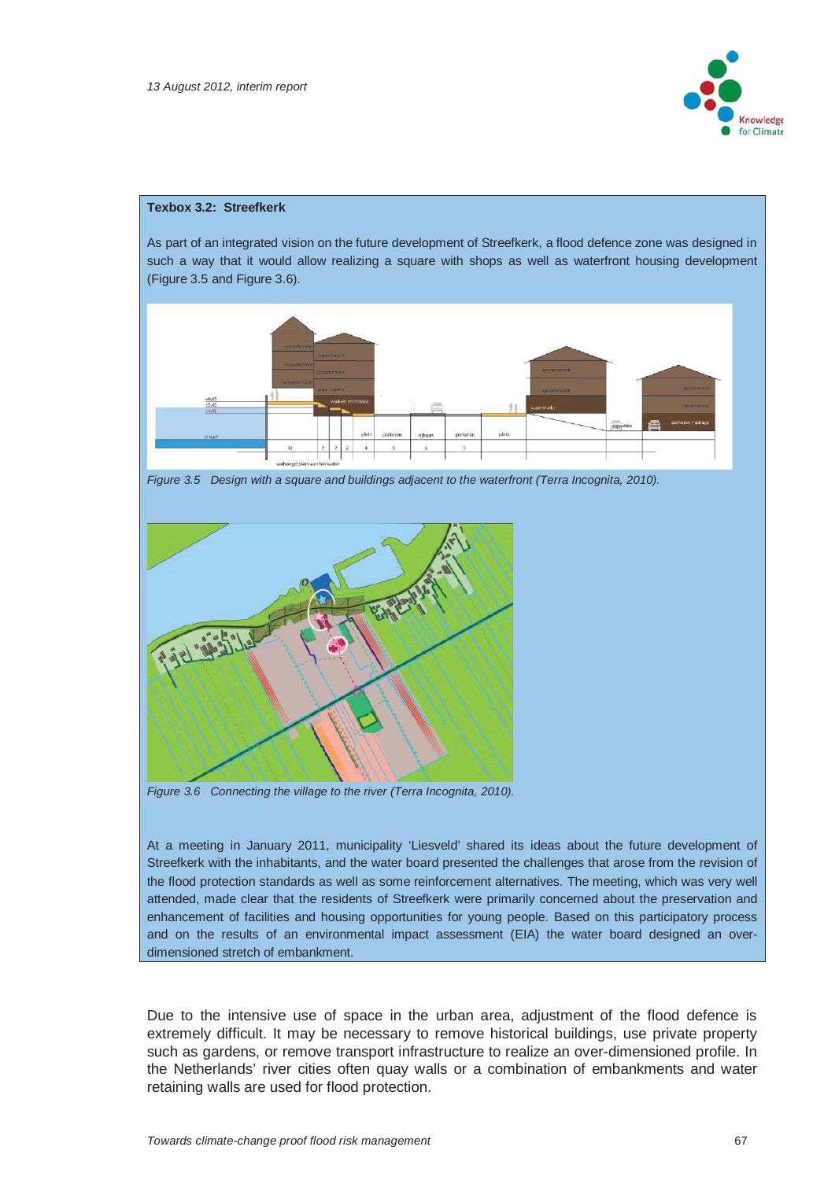**Texbox 3.2: Streefkerk**

As part of an integrated vision on the future development of Streefkerk, a flood defence zone was designed in such a way that it would allow realizing a square with shops as well as waterfront housing development (Figure 3.5 and Figure 3.6).

*Figure 3.5 Design with a square and buildings adjacent to the waterfront (Terra Incognita, 2010).*

*Figure 3.6 Connecting the village to the river (Terra Incognita, 2010).*

At a meeting in January 2011, municipality 'Liesveld' shared its ideas about the future development of Streefkerk with the inhabitants, and the water board presented the challenges that arose from the revision of the flood protection standards as well as some reinforcement alternatives. The meeting, which was very well attended, made clear that the residents of Streefkerk were primarily concerned about the preservation and enhancement of facilities and housing opportunities for young people. Based on this participatory process and on the results of an environmental impact assessment (EIA) the water board designed an over-dimensioned stretch of embankment.

Due to the intensive use of space in the urban area, adjustment of the flood defence is extremely difficult. It may be necessary to remove historical buildings, use private property such as gardens, or remove transport infrastructure to realize an over-dimensioned profile. In the Netherlands' river cities often quay walls or a combination of embankments and water retaining walls are used for flood protection.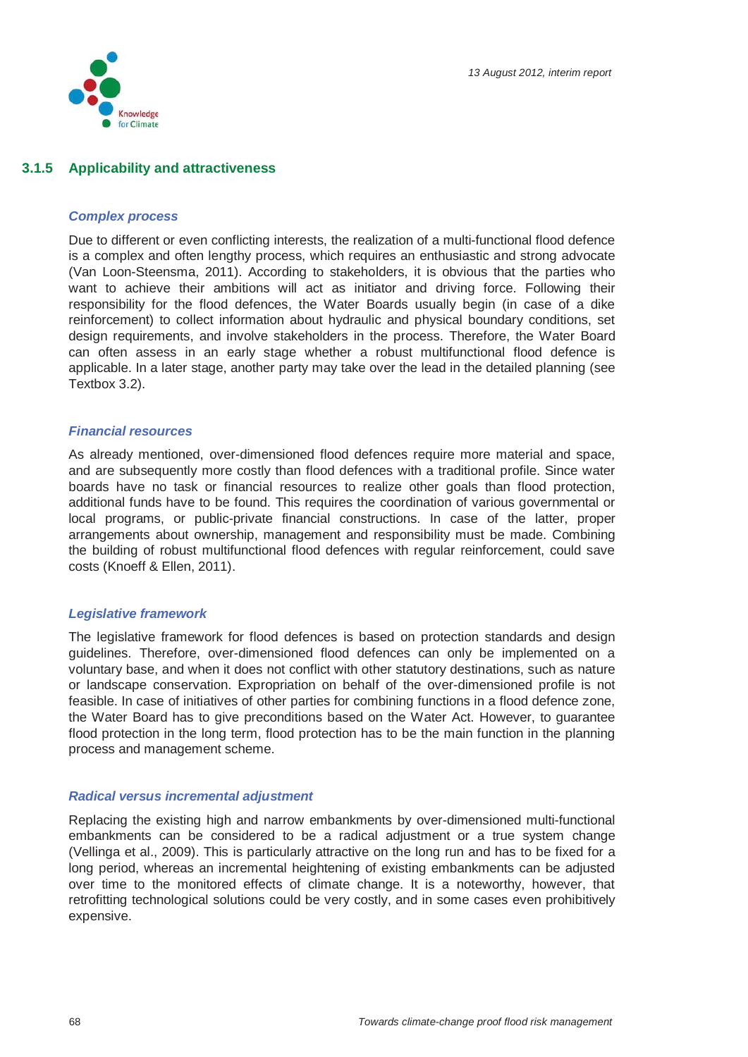### 3.1.5 Applicability and attractiveness

#### *Complex process*

Due to different or even conflicting interests, the realization of a multi-functional flood defence is a complex and often lengthy process, which requires an enthusiastic and strong advocate (Van Loon-Steensma, 2011). According to stakeholders, it is obvious that the parties who want to achieve their ambitions will act as initiator and driving force. Following their responsibility for the flood defences, the Water Boards usually begin (in case of a dike reinforcement) to collect information about hydraulic and physical boundary conditions, set design requirements, and involve stakeholders in the process. Therefore, the Water Board can often assess in an early stage whether a robust multifunctional flood defence is applicable. In a later stage, another party may take over the lead in the detailed planning (see Textbox 3.2).

#### *Financial resources*

As already mentioned, over-dimensioned flood defences require more material and space, and are subsequently more costly than flood defences with a traditional profile. Since water boards have no task or financial resources to realize other goals than flood protection, additional funds have to be found. This requires the coordination of various governmental or local programs, or public-private financial constructions. In case of the latter, proper arrangements about ownership, management and responsibility must be made. Combining the building of robust multifunctional flood defences with regular reinforcement, could save costs (Knoeff & Ellen, 2011).

#### *Legislative framework*

The legislative framework for flood defences is based on protection standards and design guidelines. Therefore, over-dimensioned flood defences can only be implemented on a voluntary base, and when it does not conflict with other statutory destinations, such as nature or landscape conservation. Expropriation on behalf of the over-dimensioned profile is not feasible. In case of initiatives of other parties for combining functions in a flood defence zone, the Water Board has to give preconditions based on the Water Act. However, to guarantee flood protection in the long term, flood protection has to be the main function in the planning process and management scheme.

#### *Radical versus incremental adjustment*

Replacing the existing high and narrow embankments by over-dimensioned multi-functional embankments can be considered to be a radical adjustment or a true system change (Vellinga et al., 2009). This is particularly attractive on the long run and has to be fixed for a long period, whereas an incremental heightening of existing embankments can be adjusted over time to the monitored effects of climate change. It is a noteworthy, however, that retrofitting technological solutions could be very costly, and in some cases even prohibitively expensive.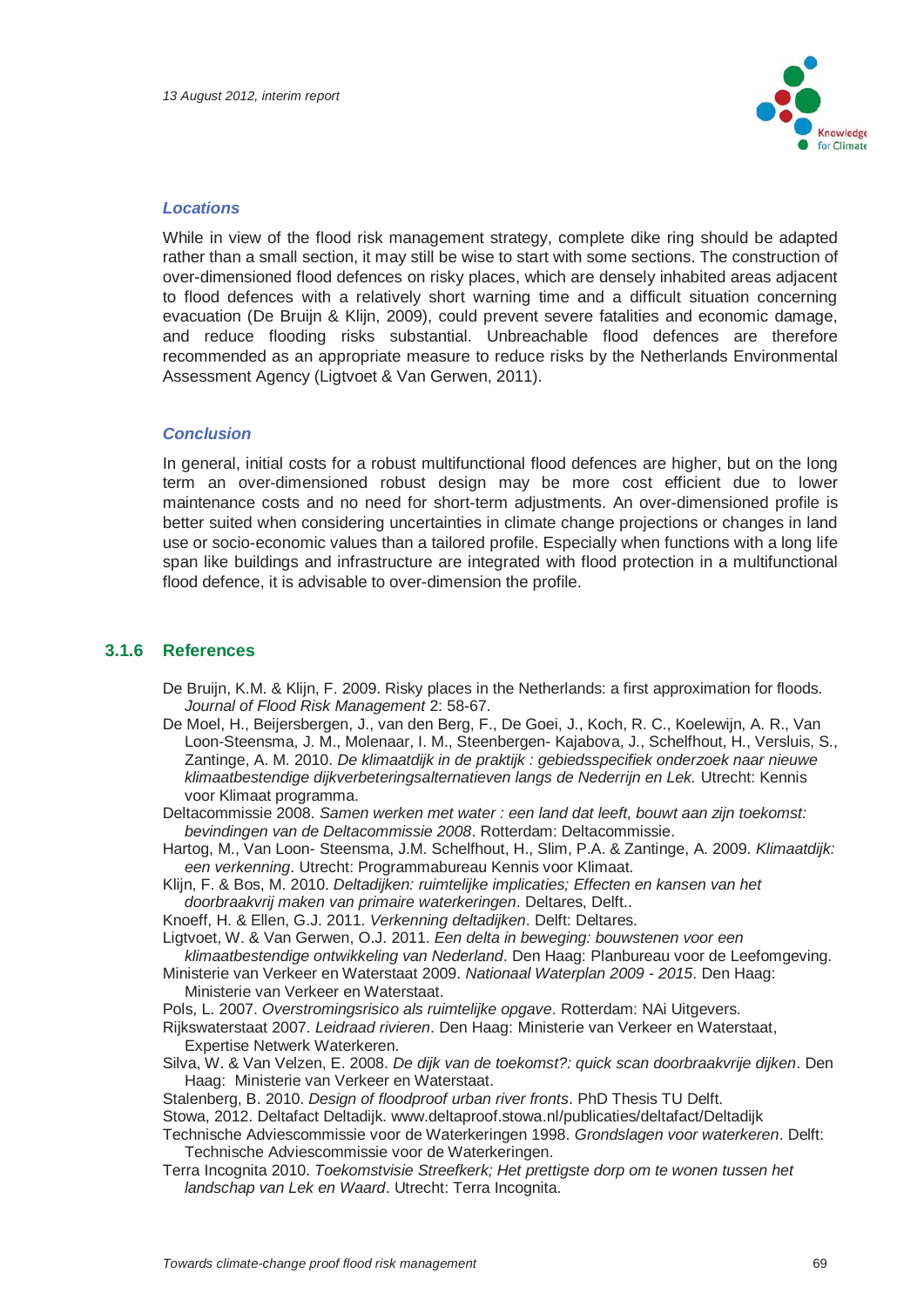#### *Locations*

While in view of the flood risk management strategy, complete dike ring should be adapted rather than a small section, it may still be wise to start with some sections. The construction of over-dimensioned flood defences on risky places, which are densely inhabited areas adjacent to flood defences with a relatively short warning time and a difficult situation concerning evacuation (De Bruijn & Klijn, 2009), could prevent severe fatalities and economic damage, and reduce flooding risks substantial. Unbreachable flood defences are therefore recommended as an appropriate measure to reduce risks by the Netherlands Environmental Assessment Agency (Ligtvoet & Van Gerwen, 2011).

#### *Conclusion*

In general, initial costs for a robust multifunctional flood defences are higher, but on the long term an over-dimensioned robust design may be more cost efficient due to lower maintenance costs and no need for short-term adjustments. An over-dimensioned profile is better suited when considering uncertainties in climate change projections or changes in land use or socio-economic values than a tailored profile. Especially when functions with a long life span like buildings and infrastructure are integrated with flood protection in a multifunctional flood defence, it is advisable to over-dimension the profile.

### 3.1.6 References

De Bruijn, K.M. & Klijn, F. 2009. Risky places in the Netherlands: a first approximation for floods. *Journal of Flood Risk Management* 2: 58-67.

De Moel, H., Beijersbergen, J., van den Berg, F., De Goei, J., Koch, R. C., Koelewijn, A. R., Van Loon-Steensma, J. M., Molenaar, I. M., Steenbergen- Kajabova, J., Schelfhout, H., Versluis, S., Zantinge, A. M. 2010. *De klimaatdijk in de praktijk : gebiedsspecifiek onderzoek naar nieuwe klimaatbestendige dijkverbeteringsalternatieven langs de Nederrijn en Lek.* Utrecht: Kennis voor Klimaat programma.

Deltacommissie 2008. *Samen werken met water : een land dat leeft, bouwt aan zijn toekomst: bevindingen van de Deltacommissie 2008*. Rotterdam: Deltacommissie.

Hartog, M., Van Loon- Steensma, J.M. Schelfhout, H., Slim, P.A. & Zantinge, A. 2009. *Klimaatdijk: een verkenning*. Utrecht: Programmabureau Kennis voor Klimaat.

Klijn, F. & Bos, M. 2010. *Deltadijken: ruimtelijke implicaties; Effecten en kansen van het doorbraakvrij maken van primaire waterkeringen*. Deltares, Delft..

Knoeff, H. & Ellen, G.J. 2011. *Verkenning deltadijken*. Delft: Deltares.

Ligtvoet, W. & Van Gerwen, O.J. 2011. *Een delta in beweging: bouwstenen voor een klimaatbestendige ontwikkeling van Nederland*. Den Haag: Planbureau voor de Leefomgeving.

Ministerie van Verkeer en Waterstaat 2009. *Nationaal Waterplan 2009 - 2015*. Den Haag: Ministerie van Verkeer en Waterstaat.

Pols, L. 2007. *Overstromingsrisico als ruimtelijke opgave*. Rotterdam: NAi Uitgevers.

Rijkswaterstaat 2007. *Leidraad rivieren*. Den Haag: Ministerie van Verkeer en Waterstaat, Expertise Netwerk Waterkeren.

Silva, W. & Van Velzen, E. 2008. *De dijk van de toekomst?: quick scan doorbraakvrije dijken*. Den Haag: Ministerie van Verkeer en Waterstaat.

Stalenberg, B. 2010. *Design of floodproof urban river fronts*. PhD Thesis TU Delft.

Stowa, 2012. Deltafact Deltadijk. www.deltaproof.stowa.nl/publicaties/deltafact/Deltadijk

Technische Adviescommissie voor de Waterkeringen 1998. *Grondslagen voor waterkeren*. Delft: Technische Adviescommissie voor de Waterkeringen.

Terra Incognita 2010. *Toekomstvisie Streefkerk; Het prettigste dorp om te wonen tussen het landschap van Lek en Waard*. Utrecht: Terra Incognita.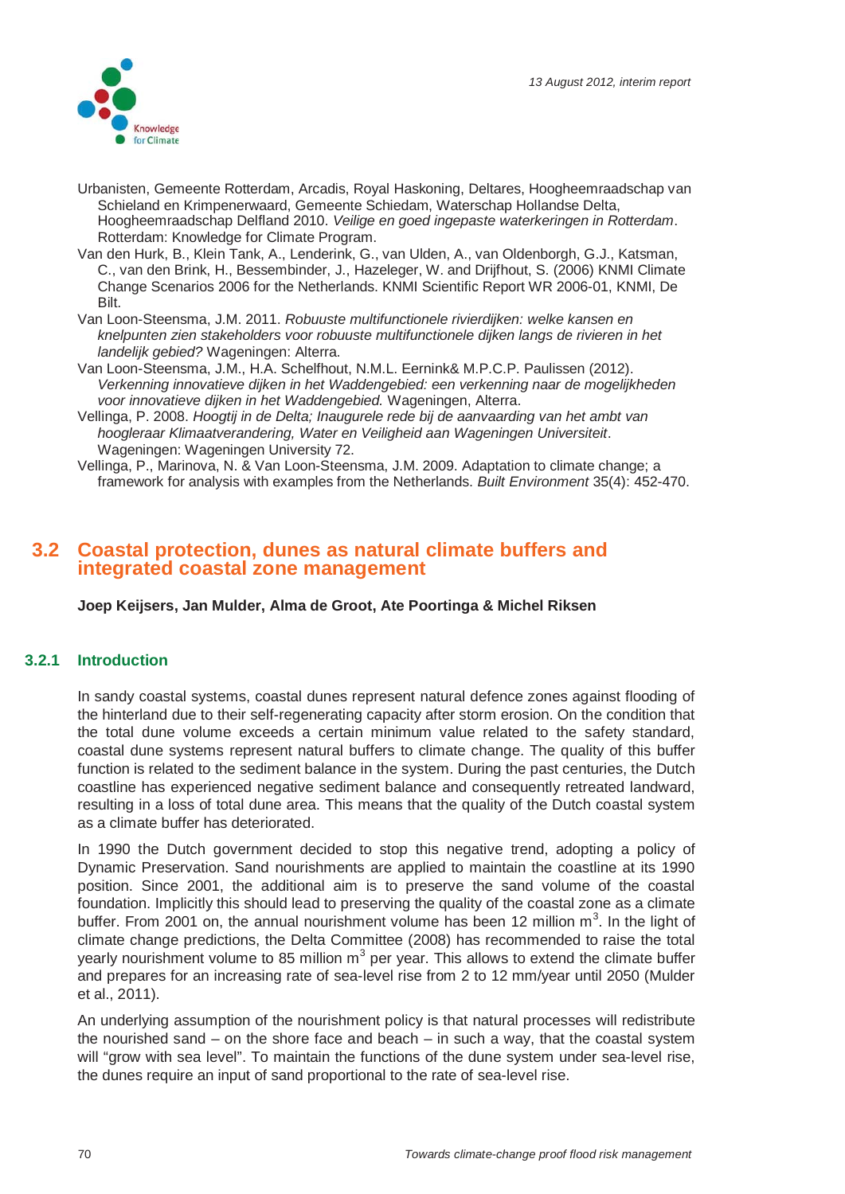Urbanisten, Gemeente Rotterdam, Arcadis, Royal Haskoning, Deltares, Hoogheemraadschap van Schieland en Krimpenerwaard, Gemeente Schiedam, Waterschap Hollandse Delta, Hoogheemraadschap Delfland 2010. *Veilige en goed ingepaste waterkeringen in Rotterdam*. Rotterdam: Knowledge for Climate Program.

Van den Hurk, B., Klein Tank, A., Lenderink, G., van Ulden, A., van Oldenborgh, G.J., Katsman, C., van den Brink, H., Bessembinder, J., Hazeleger, W. and Drijfhout, S. (2006) KNMI Climate Change Scenarios 2006 for the Netherlands. KNMI Scientific Report WR 2006-01, KNMI, De Bilt.

Van Loon-Steensma, J.M. 2011. *Robuuste multifunctionele rivierdijken: welke kansen en knelpunten zien stakeholders voor robuuste multifunctionele dijken langs de rivieren in het landelijk gebied?* Wageningen: Alterra.

Van Loon-Steensma, J.M., H.A. Schelfhout, N.M.L. Eernink& M.P.C.P. Paulissen (2012). *Verkenning innovatieve dijken in het Waddengebied: een verkenning naar de mogelijkheden voor innovatieve dijken in het Waddengebied.* Wageningen, Alterra.

Vellinga, P. 2008. *Hoogtij in de Delta; Inaugurele rede bij de aanvaarding van het ambt van hoogleraar Klimaatverandering, Water en Veiligheid aan Wageningen Universiteit*. Wageningen: Wageningen University 72.

Vellinga, P., Marinova, N. & Van Loon-Steensma, J.M. 2009. Adaptation to climate change; a framework for analysis with examples from the Netherlands. *Built Environment* 35(4): 452-470.

## 3.2 Coastal protection, dunes as natural climate buffers and integrated coastal zone management

**Joep Keijsers, Jan Mulder, Alma de Groot, Ate Poortinga & Michel Riksen**

### 3.2.1 Introduction

In sandy coastal systems, coastal dunes represent natural defence zones against flooding of the hinterland due to their self-regenerating capacity after storm erosion. On the condition that the total dune volume exceeds a certain minimum value related to the safety standard, coastal dune systems represent natural buffers to climate change. The quality of this buffer function is related to the sediment balance in the system. During the past centuries, the Dutch coastline has experienced negative sediment balance and consequently retreated landward, resulting in a loss of total dune area. This means that the quality of the Dutch coastal system as a climate buffer has deteriorated.

In 1990 the Dutch government decided to stop this negative trend, adopting a policy of Dynamic Preservation. Sand nourishments are applied to maintain the coastline at its 1990 position. Since 2001, the additional aim is to preserve the sand volume of the coastal foundation. Implicitly this should lead to preserving the quality of the coastal zone as a climate buffer. From 2001 on, the annual nourishment volume has been 12 million $m^3$. In the light of climate change predictions, the Delta Committee (2008) has recommended to raise the total yearly nourishment volume to 85 million $m^3$ per year. This allows to extend the climate buffer and prepares for an increasing rate of sea-level rise from 2 to 12 mm/year until 2050 (Mulder et al., 2011).

An underlying assumption of the nourishment policy is that natural processes will redistribute the nourished sand – on the shore face and beach – in such a way, that the coastal system will “grow with sea level”. To maintain the functions of the dune system under sea-level rise, the dunes require an input of sand proportional to the rate of sea-level rise.